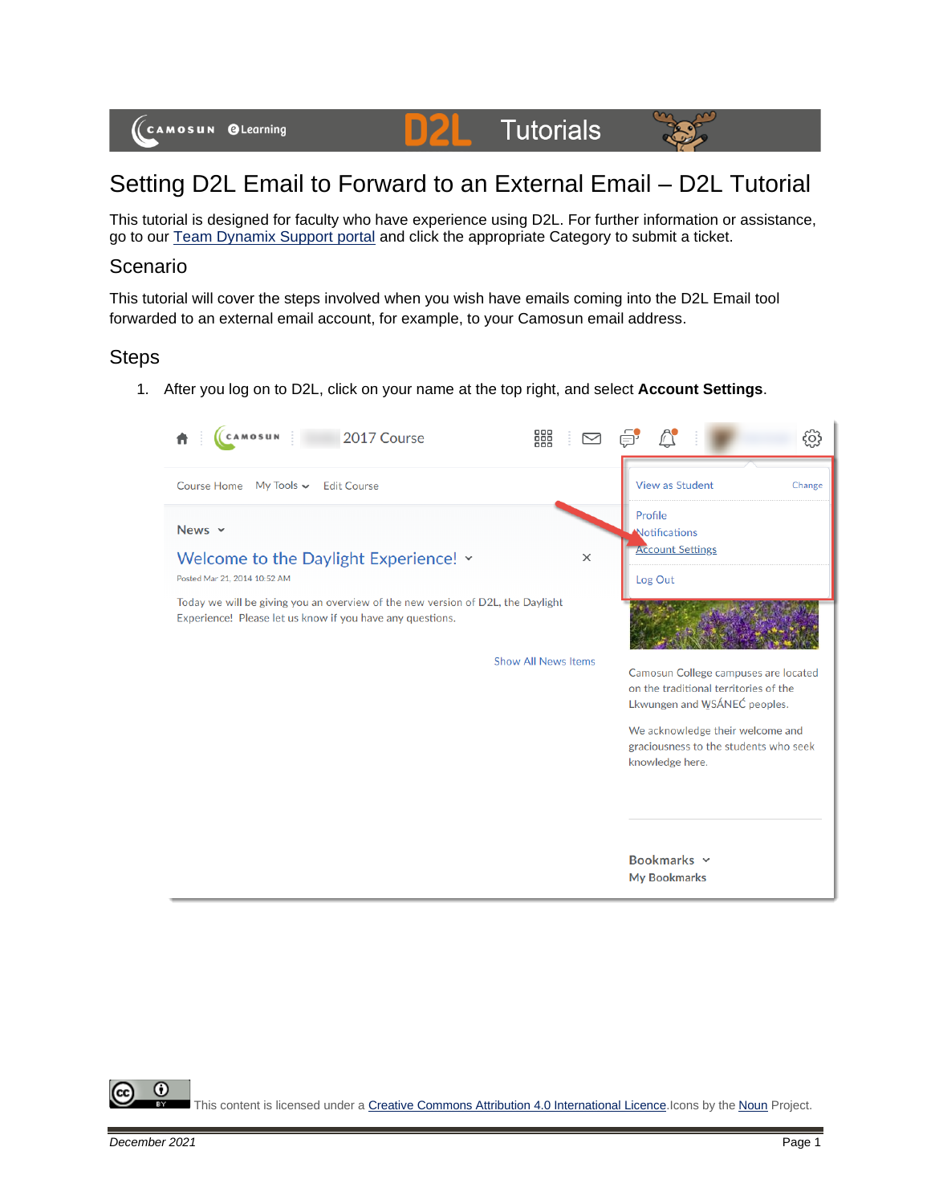# Setting D2L Email to Forward to an External Email – D2L Tutorial

This tutorial is designed for faculty who have experience using D2L. For further information or assistance, go to our [Team Dynamix Support portal]() and click the appropriate Category to submit a ticket.

## Scenario

This tutorial will cover the steps involved when you wish have emails coming into the D2L Email tool forwarded to an external email account, for example, to your Camosun email address.

## Steps

1. After you log on to D2L, click on your name at the top right, and select **Account Settings**.

This content is licensed under a [Creative Commons Attribution 4.0 International Licence](). Icons by the [Noun]() Project.

*December 2021*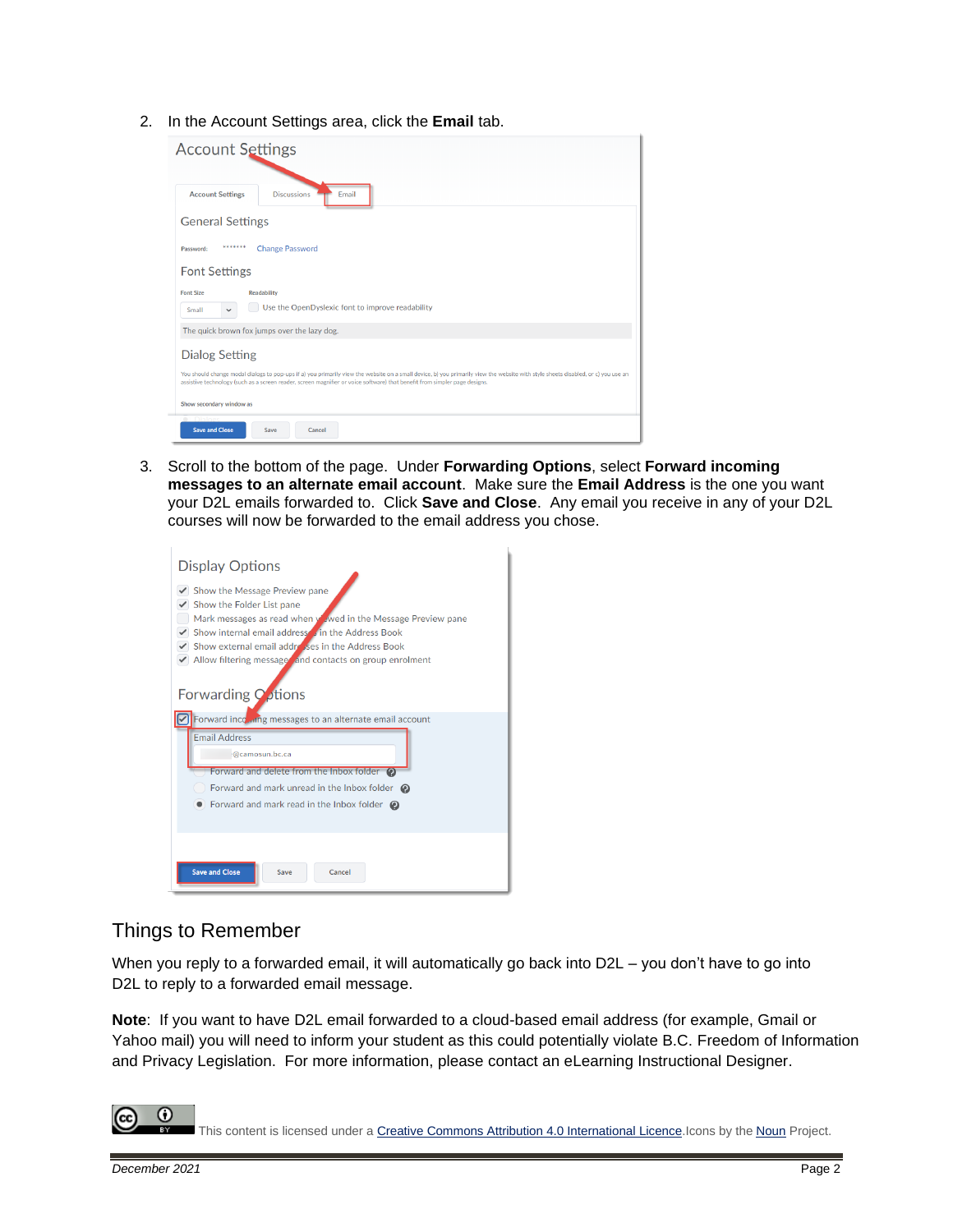2. In the Account Settings area, click the **Email** tab.

3. Scroll to the bottom of the page. Under **Forwarding Options**, select **Forward incoming messages to an alternate email account**. Make sure the **Email Address** is the one you want your D2L emails forwarded to. Click **Save and Close**. Any email you receive in any of your D2L courses will now be forwarded to the email address you chose.

## Things to Remember

When you reply to a forwarded email, it will automatically go back into D2L – you don't have to go into D2L to reply to a forwarded email message.

**Note**: If you want to have D2L email forwarded to a cloud-based email address (for example, Gmail or Yahoo mail) you will need to inform your student as this could potentially violate B.C. Freedom of Information and Privacy Legislation. For more information, please contact an eLearning Instructional Designer.

This content is licensed under a Creative Commons Attribution 4.0 International Licence.Icons by the Noun Project.

*December 2021*